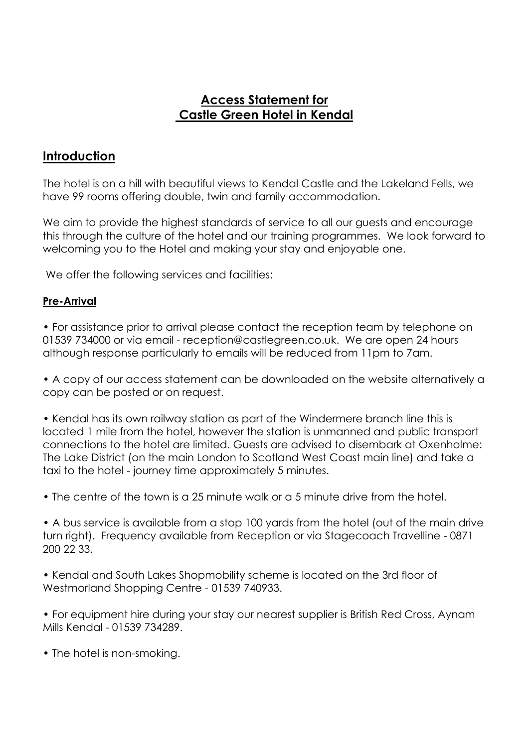# Access Statement for Castle Green Hotel in Kendal

## Introduction

The hotel is on a hill with beautiful views to Kendal Castle and the Lakeland Fells, we have 99 rooms offering double, twin and family accommodation.

We aim to provide the highest standards of service to all our guests and encourage this through the culture of the hotel and our training programmes. We look forward to welcoming you to the Hotel and making your stay and enjoyable one.

We offer the following services and facilities:

### Pre-Arrival

- For assistance prior to arrival please contact the reception team by telephone on 01539 734000 or via email - reception@castlegreen.co.uk. We are open 24 hours although response particularly to emails will be reduced from 11pm to 7am.

- A copy of our access statement can be downloaded on the website alternatively a copy can be posted or on request.

- Kendal has its own railway station as part of the Windermere branch line this is located 1 mile from the hotel, however the station is unmanned and public transport connections to the hotel are limited. Guests are advised to disembark at Oxenholme: The Lake District (on the main London to Scotland West Coast main line) and take a taxi to the hotel - journey time approximately 5 minutes.

- The centre of the town is a 25 minute walk or a 5 minute drive from the hotel.

- A bus service is available from a stop 100 yards from the hotel (out of the main drive turn right). Frequency available from Reception or via Stagecoach Travelline - 0871 200 22 33.

- Kendal and South Lakes Shopmobility scheme is located on the 3rd floor of Westmorland Shopping Centre - 01539 740933.

- For equipment hire during your stay our nearest supplier is British Red Cross, Aynam Mills Kendal - 01539 734289.

- The hotel is non-smoking.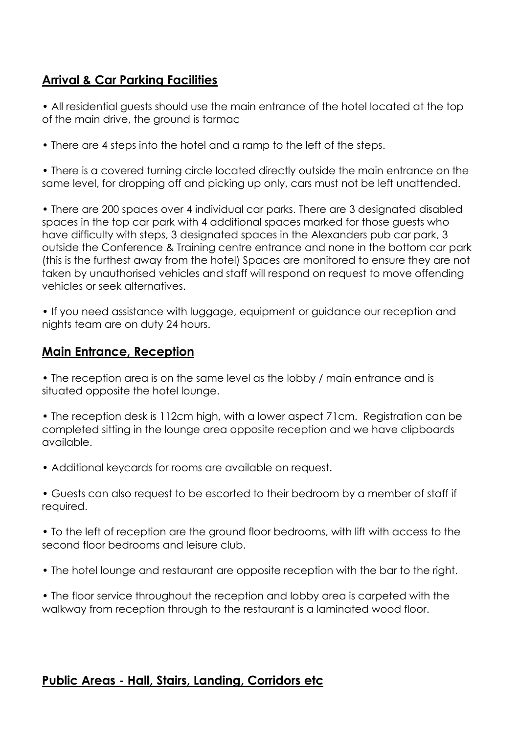## Arrival & Car Parking Facilities

- All residential guests should use the main entrance of the hotel located at the top of the main drive, the ground is tarmac
- There are 4 steps into the hotel and a ramp to the left of the steps.
- There is a covered turning circle located directly outside the main entrance on the same level, for dropping off and picking up only, cars must not be left unattended.
- There are 200 spaces over 4 individual car parks. There are 3 designated disabled spaces in the top car park with 4 additional spaces marked for those guests who have difficulty with steps, 3 designated spaces in the Alexanders pub car park, 3 outside the Conference & Training centre entrance and none in the bottom car park (this is the furthest away from the hotel) Spaces are monitored to ensure they are not taken by unauthorised vehicles and staff will respond on request to move offending vehicles or seek alternatives.
- If you need assistance with luggage, equipment or guidance our reception and nights team are on duty 24 hours.

## Main Entrance, Reception

- The reception area is on the same level as the lobby / main entrance and is situated opposite the hotel lounge.
- The reception desk is 112cm high, with a lower aspect 71cm. Registration can be completed sitting in the lounge area opposite reception and we have clipboards available.
- Additional keycards for rooms are available on request.
- Guests can also request to be escorted to their bedroom by a member of staff if required.
- To the left of reception are the ground floor bedrooms, with lift with access to the second floor bedrooms and leisure club.
- The hotel lounge and restaurant are opposite reception with the bar to the right.
- The floor service throughout the reception and lobby area is carpeted with the walkway from reception through to the restaurant is a laminated wood floor.

## Public Areas - Hall, Stairs, Landing, Corridors etc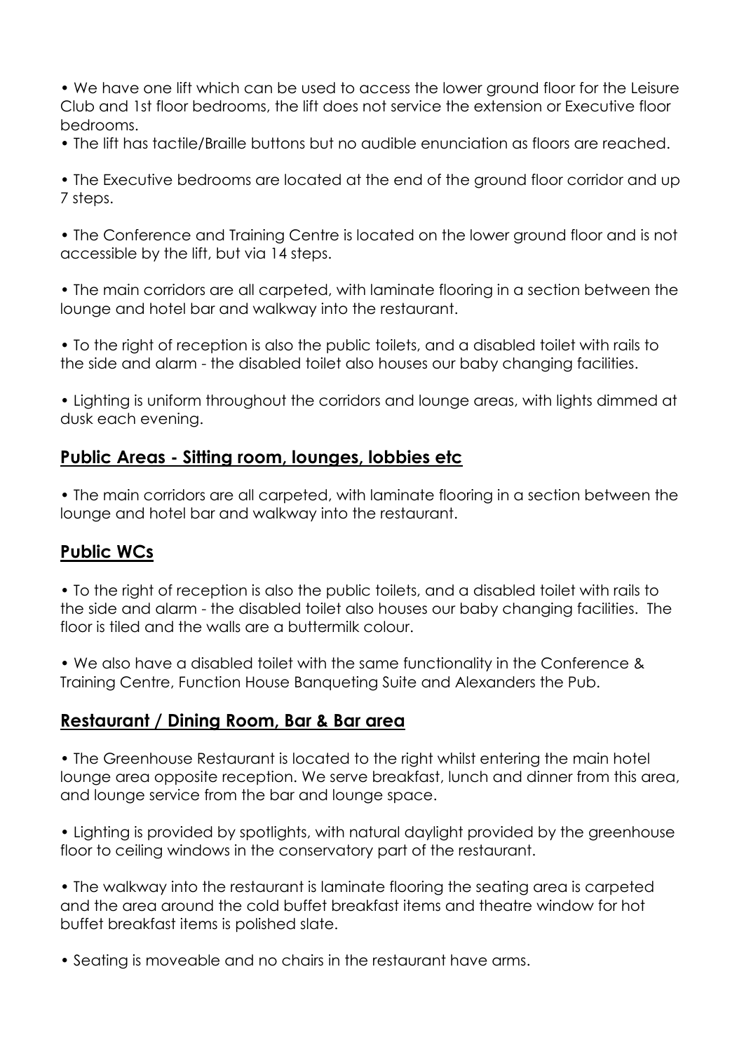- We have one lift which can be used to access the lower ground floor for the Leisure Club and 1st floor bedrooms, the lift does not service the extension or Executive floor bedrooms.
- The lift has tactile/Braille buttons but no audible enunciation as floors are reached.

- The Executive bedrooms are located at the end of the ground floor corridor and up 7 steps.

- The Conference and Training Centre is located on the lower ground floor and is not accessible by the lift, but via 14 steps.

- The main corridors are all carpeted, with laminate flooring in a section between the lounge and hotel bar and walkway into the restaurant.

- To the right of reception is also the public toilets, and a disabled toilet with rails to the side and alarm - the disabled toilet also houses our baby changing facilities.

- Lighting is uniform throughout the corridors and lounge areas, with lights dimmed at dusk each evening.

## Public Areas - Sitting room, lounges, lobbies etc

- The main corridors are all carpeted, with laminate flooring in a section between the lounge and hotel bar and walkway into the restaurant.

## Public WCs

- To the right of reception is also the public toilets, and a disabled toilet with rails to the side and alarm - the disabled toilet also houses our baby changing facilities. The floor is tiled and the walls are a buttermilk colour.

- We also have a disabled toilet with the same functionality in the Conference & Training Centre, Function House Banqueting Suite and Alexanders the Pub.

## Restaurant / Dining Room, Bar & Bar area

- The Greenhouse Restaurant is located to the right whilst entering the main hotel lounge area opposite reception. We serve breakfast, lunch and dinner from this area, and lounge service from the bar and lounge space.

- Lighting is provided by spotlights, with natural daylight provided by the greenhouse floor to ceiling windows in the conservatory part of the restaurant.

- The walkway into the restaurant is laminate flooring the seating area is carpeted and the area around the cold buffet breakfast items and theatre window for hot buffet breakfast items is polished slate.

- Seating is moveable and no chairs in the restaurant have arms.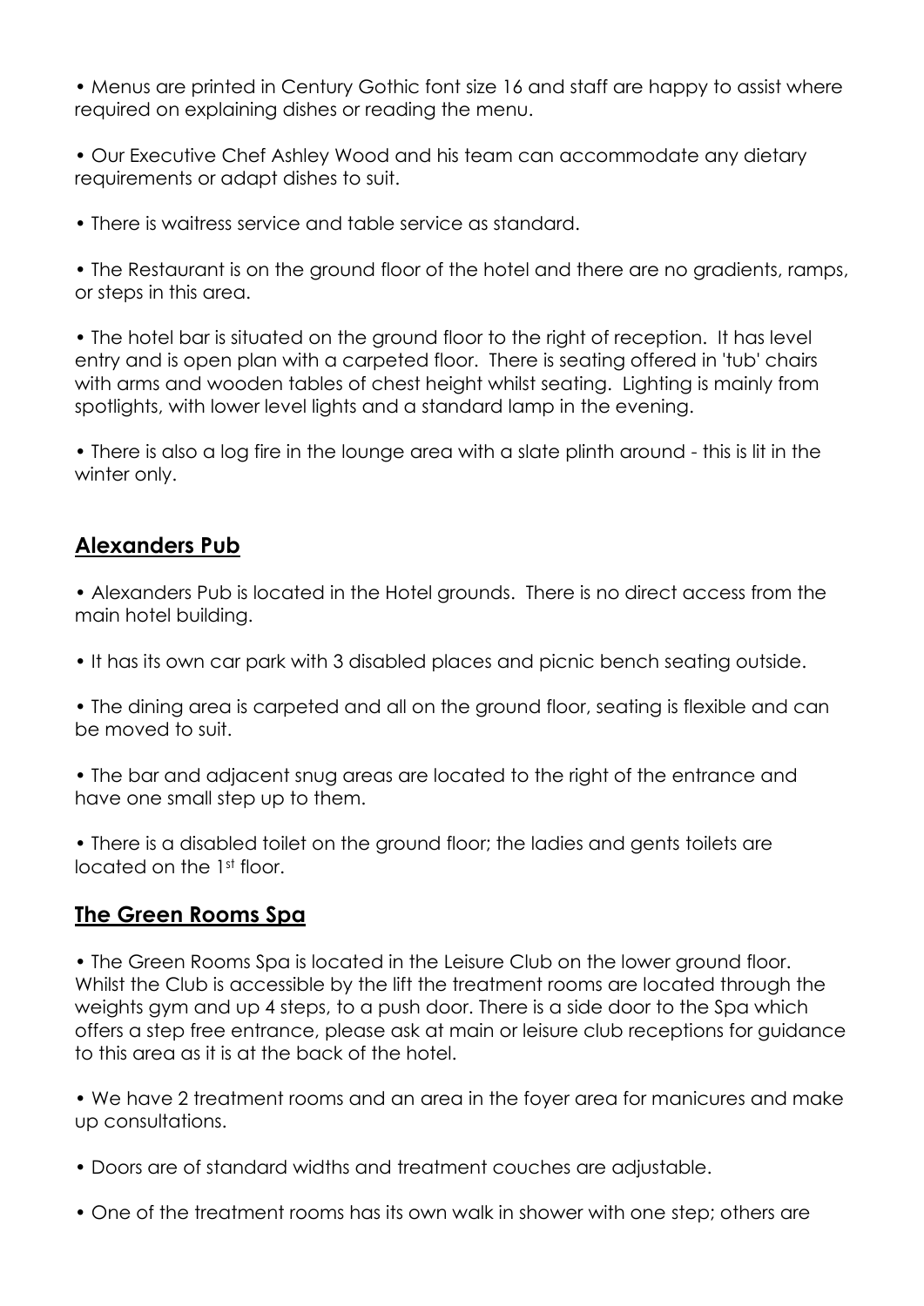• Menus are printed in Century Gothic font size 16 and staff are happy to assist where required on explaining dishes or reading the menu.

• Our Executive Chef Ashley Wood and his team can accommodate any dietary requirements or adapt dishes to suit.

• There is waitress service and table service as standard.

• The Restaurant is on the ground floor of the hotel and there are no gradients, ramps, or steps in this area.

• The hotel bar is situated on the ground floor to the right of reception. It has level entry and is open plan with a carpeted floor. There is seating offered in 'tub' chairs with arms and wooden tables of chest height whilst seating. Lighting is mainly from spotlights, with lower level lights and a standard lamp in the evening.

• There is also a log fire in the lounge area with a slate plinth around - this is lit in the winter only.

## Alexanders Pub

• Alexanders Pub is located in the Hotel grounds. There is no direct access from the main hotel building.

• It has its own car park with 3 disabled places and picnic bench seating outside.

• The dining area is carpeted and all on the ground floor, seating is flexible and can be moved to suit.

• The bar and adjacent snug areas are located to the right of the entrance and have one small step up to them.

• There is a disabled toilet on the ground floor; the ladies and gents toilets are located on the 1st floor.

## The Green Rooms Spa

• The Green Rooms Spa is located in the Leisure Club on the lower ground floor. Whilst the Club is accessible by the lift the treatment rooms are located through the weights gym and up 4 steps, to a push door. There is a side door to the Spa which offers a step free entrance, please ask at main or leisure club receptions for guidance to this area as it is at the back of the hotel.

• We have 2 treatment rooms and an area in the foyer area for manicures and make up consultations.

• Doors are of standard widths and treatment couches are adjustable.

• One of the treatment rooms has its own walk in shower with one step; others are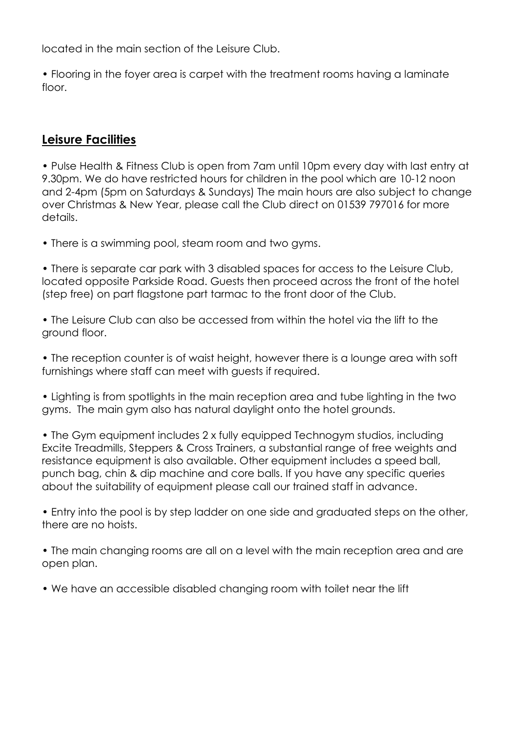located in the main section of the Leisure Club.

• Flooring in the foyer area is carpet with the treatment rooms having a laminate floor.

## Leisure Facilities

• Pulse Health & Fitness Club is open from 7am until 10pm every day with last entry at 9.30pm. We do have restricted hours for children in the pool which are 10-12 noon and 2-4pm (5pm on Saturdays & Sundays) The main hours are also subject to change over Christmas & New Year, please call the Club direct on 01539 797016 for more details.

• There is a swimming pool, steam room and two gyms.

• There is separate car park with 3 disabled spaces for access to the Leisure Club, located opposite Parkside Road. Guests then proceed across the front of the hotel (step free) on part flagstone part tarmac to the front door of the Club.

• The Leisure Club can also be accessed from within the hotel via the lift to the ground floor.

• The reception counter is of waist height, however there is a lounge area with soft furnishings where staff can meet with guests if required.

• Lighting is from spotlights in the main reception area and tube lighting in the two gyms. The main gym also has natural daylight onto the hotel grounds.

• The Gym equipment includes 2 x fully equipped Technogym studios, including Excite Treadmills, Steppers & Cross Trainers, a substantial range of free weights and resistance equipment is also available. Other equipment includes a speed ball, punch bag, chin & dip machine and core balls. If you have any specific queries about the suitability of equipment please call our trained staff in advance.

• Entry into the pool is by step ladder on one side and graduated steps on the other, there are no hoists.

• The main changing rooms are all on a level with the main reception area and are open plan.

• We have an accessible disabled changing room with toilet near the lift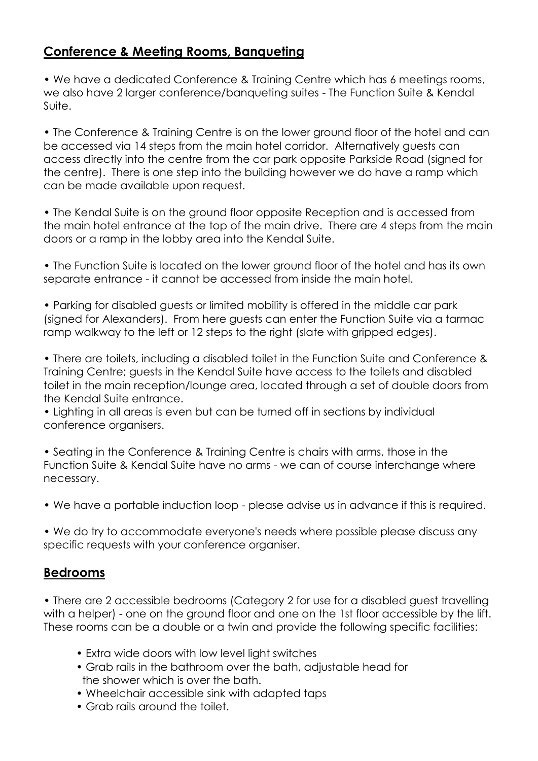## Conference & Meeting Rooms, Banqueting

- We have a dedicated Conference & Training Centre which has 6 meetings rooms, we also have 2 larger conference/banqueting suites - The Function Suite & Kendal Suite.

- The Conference & Training Centre is on the lower ground floor of the hotel and can be accessed via 14 steps from the main hotel corridor. Alternatively guests can access directly into the centre from the car park opposite Parkside Road (signed for the centre). There is one step into the building however we do have a ramp which can be made available upon request.

- The Kendal Suite is on the ground floor opposite Reception and is accessed from the main hotel entrance at the top of the main drive. There are 4 steps from the main doors or a ramp in the lobby area into the Kendal Suite.

- The Function Suite is located on the lower ground floor of the hotel and has its own separate entrance - it cannot be accessed from inside the main hotel.

- Parking for disabled guests or limited mobility is offered in the middle car park (signed for Alexanders). From here guests can enter the Function Suite via a tarmac ramp walkway to the left or 12 steps to the right (slate with gripped edges).

- There are toilets, including a disabled toilet in the Function Suite and Conference & Training Centre; guests in the Kendal Suite have access to the toilets and disabled toilet in the main reception/lounge area, located through a set of double doors from the Kendal Suite entrance.
- Lighting in all areas is even but can be turned off in sections by individual conference organisers.

- Seating in the Conference & Training Centre is chairs with arms, those in the Function Suite & Kendal Suite have no arms - we can of course interchange where necessary.

- We have a portable induction loop - please advise us in advance if this is required.

- We do try to accommodate everyone's needs where possible please discuss any specific requests with your conference organiser.

## Bedrooms

- There are 2 accessible bedrooms (Category 2 for use for a disabled guest travelling with a helper) - one on the ground floor and one on the 1st floor accessible by the lift. These rooms can be a double or a twin and provide the following specific facilities:

  - Extra wide doors with low level light switches
  - Grab rails in the bathroom over the bath, adjustable head for the shower which is over the bath.
  - Wheelchair accessible sink with adapted taps
  - Grab rails around the toilet.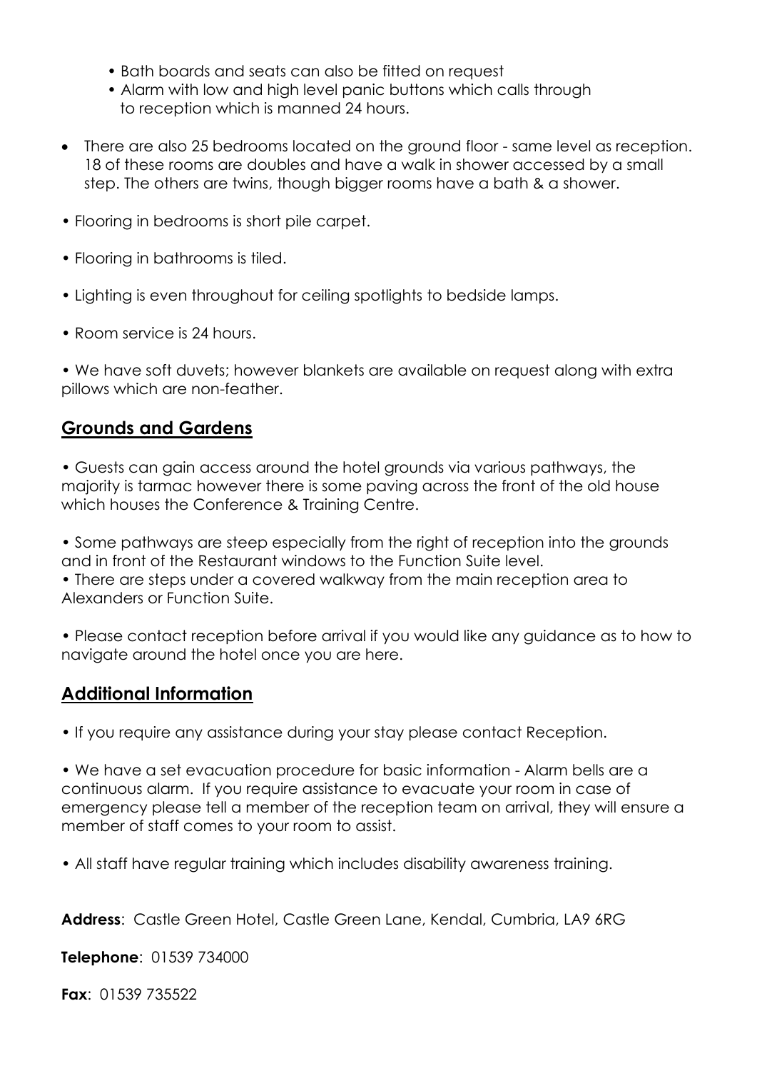- Bath boards and seats can also be fitted on request
- Alarm with low and high level panic buttons which calls through to reception which is manned 24 hours.

- There are also 25 bedrooms located on the ground floor - same level as reception. 18 of these rooms are doubles and have a walk in shower accessed by a small step. The others are twins, though bigger rooms have a bath & a shower.

- Flooring in bedrooms is short pile carpet.

- Flooring in bathrooms is tiled.

- Lighting is even throughout for ceiling spotlights to bedside lamps.

- Room service is 24 hours.

- We have soft duvets; however blankets are available on request along with extra pillows which are non-feather.

## Grounds and Gardens

- Guests can gain access around the hotel grounds via various pathways, the majority is tarmac however there is some paving across the front of the old house which houses the Conference & Training Centre.

- Some pathways are steep especially from the right of reception into the grounds and in front of the Restaurant windows to the Function Suite level.
- There are steps under a covered walkway from the main reception area to Alexanders or Function Suite.

- Please contact reception before arrival if you would like any guidance as to how to navigate around the hotel once you are here.

## Additional Information

- If you require any assistance during your stay please contact Reception.

- We have a set evacuation procedure for basic information - Alarm bells are a continuous alarm. If you require assistance to evacuate your room in case of emergency please tell a member of the reception team on arrival, they will ensure a member of staff comes to your room to assist.

- All staff have regular training which includes disability awareness training.

**Address**: Castle Green Hotel, Castle Green Lane, Kendal, Cumbria, LA9 6RG

**Telephone**: 01539 734000

**Fax**: 01539 735522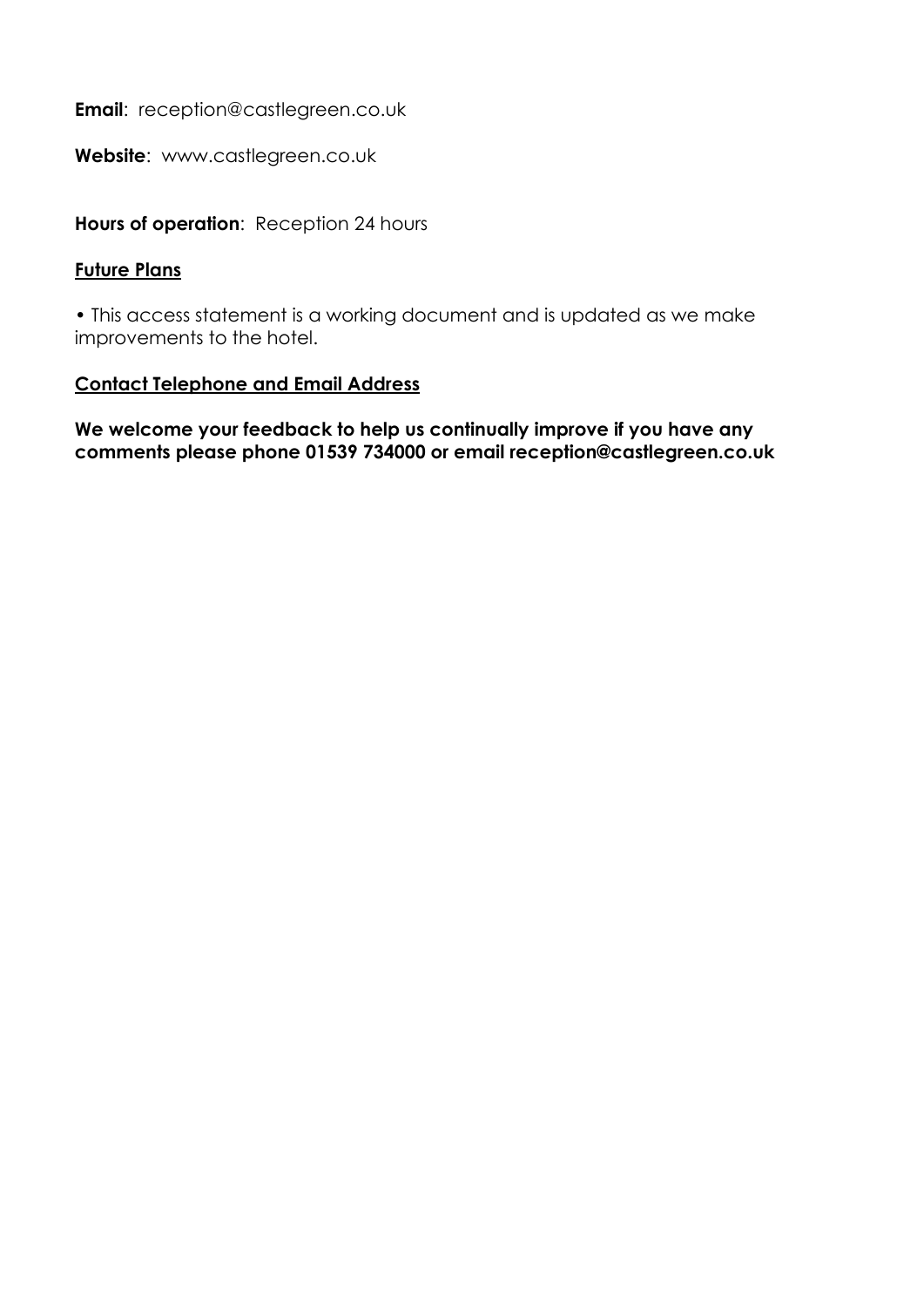**Email**: reception@castlegreen.co.uk

**Website**: www.castlegreen.co.uk

**Hours of operation**: Reception 24 hours

## Future Plans

• This access statement is a working document and is updated as we make improvements to the hotel.

## Contact Telephone and Email Address

**We welcome your feedback to help us continually improve if you have any comments please phone 01539 734000 or email reception@castlegreen.co.uk**